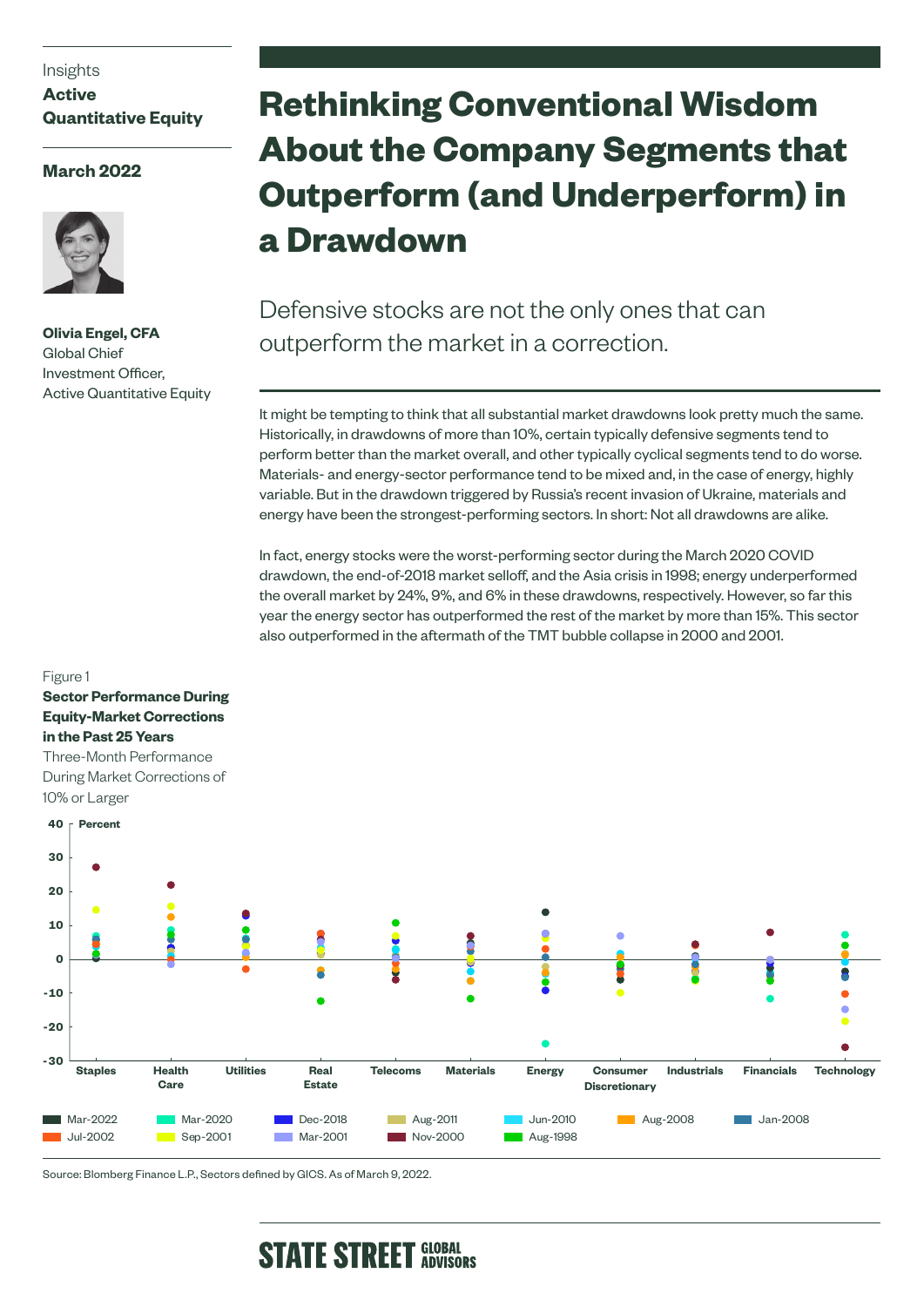Insights
**Active Quantitative Equity**

**March 2022**

**Olivia Engel, CFA**
Global Chief Investment Officer, Active Quantitative Equity

# Rethinking Conventional Wisdom About the Company Segments that Outperform (and Underperform) in a Drawdown

## Defensive stocks are not the only ones that can outperform the market in a correction.

It might be tempting to think that all substantial market drawdowns look pretty much the same. Historically, in drawdowns of more than 10%, certain typically defensive segments tend to perform better than the market overall, and other typically cyclical segments tend to do worse. Materials- and energy-sector performance tend to be mixed and, in the case of energy, highly variable. But in the drawdown triggered by Russia's recent invasion of Ukraine, materials and energy have been the strongest-performing sectors. In short: Not all drawdowns are alike.

In fact, energy stocks were the worst-performing sector during the March 2020 COVID drawdown, the end-of-2018 market selloff, and the Asia crisis in 1998; energy underperformed the overall market by 24%, 9%, and 6% in these drawdowns, respectively. However, so far this year the energy sector has outperformed the rest of the market by more than 15%. This sector also outperformed in the aftermath of the TMT bubble collapse in 2000 and 2001.

Figure 1
**Sector Performance During Equity-Market Corrections in the Past 25 Years**
Three-Month Performance During Market Corrections of 10% or Larger

Percent

Staples, Health Care, Utilities, Real Estate, Telecoms, Materials, Energy, Consumer Discretionary, Industrials, Financials, Technology

Mar-2022, Mar-2020, Dec-2018, Aug-2011, Jun-2010, Aug-2008, Jan-2008, Jul-2002, Sep-2001, Mar-2001, Nov-2000, Aug-1998

Source: Blomberg Finance L.P., Sectors defined by GICS. As of March 9, 2022.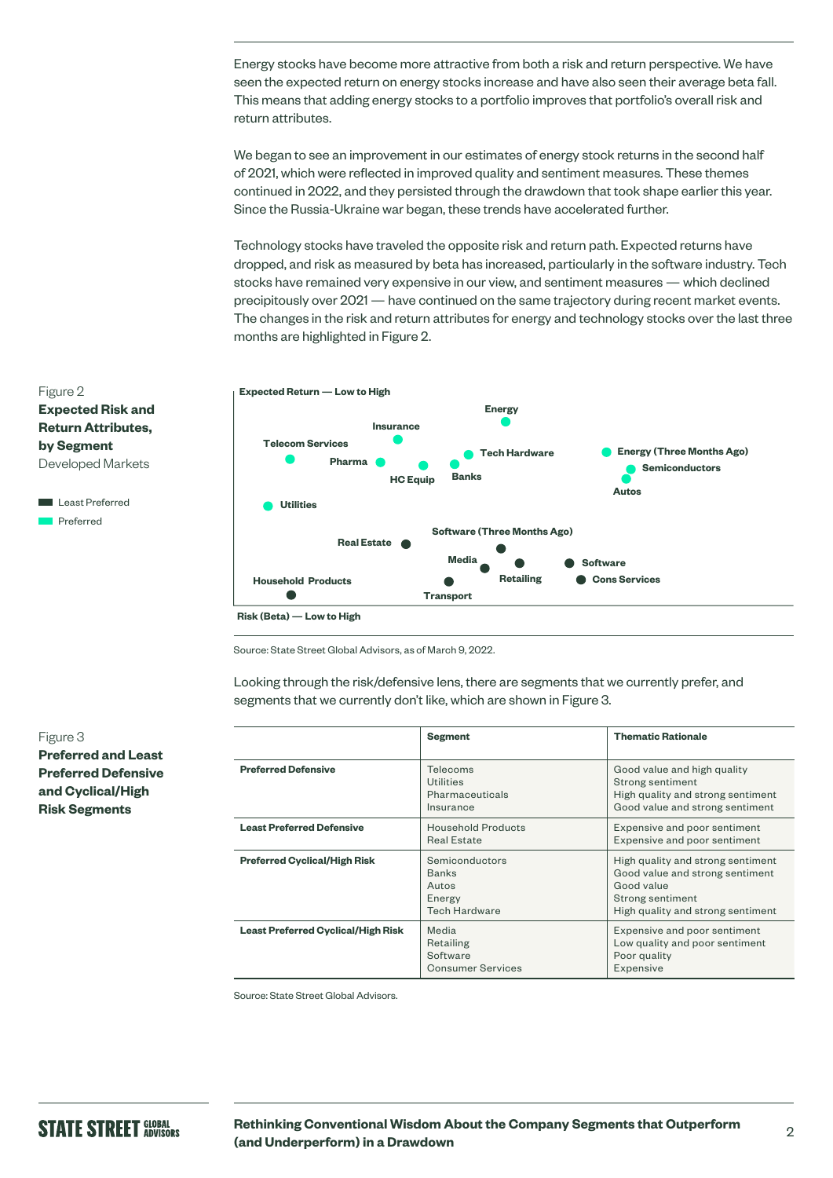Energy stocks have become more attractive from both a risk and return perspective. We have seen the expected return on energy stocks increase and have also seen their average beta fall. This means that adding energy stocks to a portfolio improves that portfolio's overall risk and return attributes.

We began to see an improvement in our estimates of energy stock returns in the second half of 2021, which were reflected in improved quality and sentiment measures. These themes continued in 2022, and they persisted through the drawdown that took shape earlier this year. Since the Russia-Ukraine war began, these trends have accelerated further.

Technology stocks have traveled the opposite risk and return path. Expected returns have dropped, and risk as measured by beta has increased, particularly in the software industry. Tech stocks have remained very expensive in our view, and sentiment measures — which declined precipitously over 2021 — have continued on the same trajectory during recent market events. The changes in the risk and return attributes for energy and technology stocks over the last three months are highlighted in Figure 2.

Figure 2
**Expected Risk and Return Attributes, by Segment**
Developed Markets

Least Preferred
Preferred

Expected Return — Low to High

Energy
Insurance
Telecom Services
Tech Hardware
Energy (Three Months Ago)
Pharma
HC Equip
Banks
Semiconductors
Autos
Utilities
Software (Three Months Ago)
Real Estate
Media
Software
Retailing
Cons Services
Household Products
Transport

Risk (Beta) — Low to High

Source: State Street Global Advisors, as of March 9, 2022.

Looking through the risk/defensive lens, there are segments that we currently prefer, and segments that we currently don't like, which are shown in Figure 3.

Figure 3
**Preferred and Least Preferred Defensive and Cyclical/High Risk Segments**

| | Segment | Thematic Rationale |
|---|---|---|
| **Preferred Defensive** | Telecoms<br>Utilities<br>Pharmaceuticals<br>Insurance | Good value and high quality<br>Strong sentiment<br>High quality and strong sentiment<br>Good value and strong sentiment |
| **Least Preferred Defensive** | Household Products<br>Real Estate | Expensive and poor sentiment<br>Expensive and poor sentiment |
| **Preferred Cyclical/High Risk** | Semiconductors<br>Banks<br>Autos<br>Energy<br>Tech Hardware | High quality and strong sentiment<br>Good value and strong sentiment<br>Good value<br>Strong sentiment<br>High quality and strong sentiment |
| **Least Preferred Cyclical/High Risk** | Media<br>Retailing<br>Software<br>Consumer Services | Expensive and poor sentiment<br>Low quality and poor sentiment<br>Poor quality<br>Expensive |

Source: State Street Global Advisors.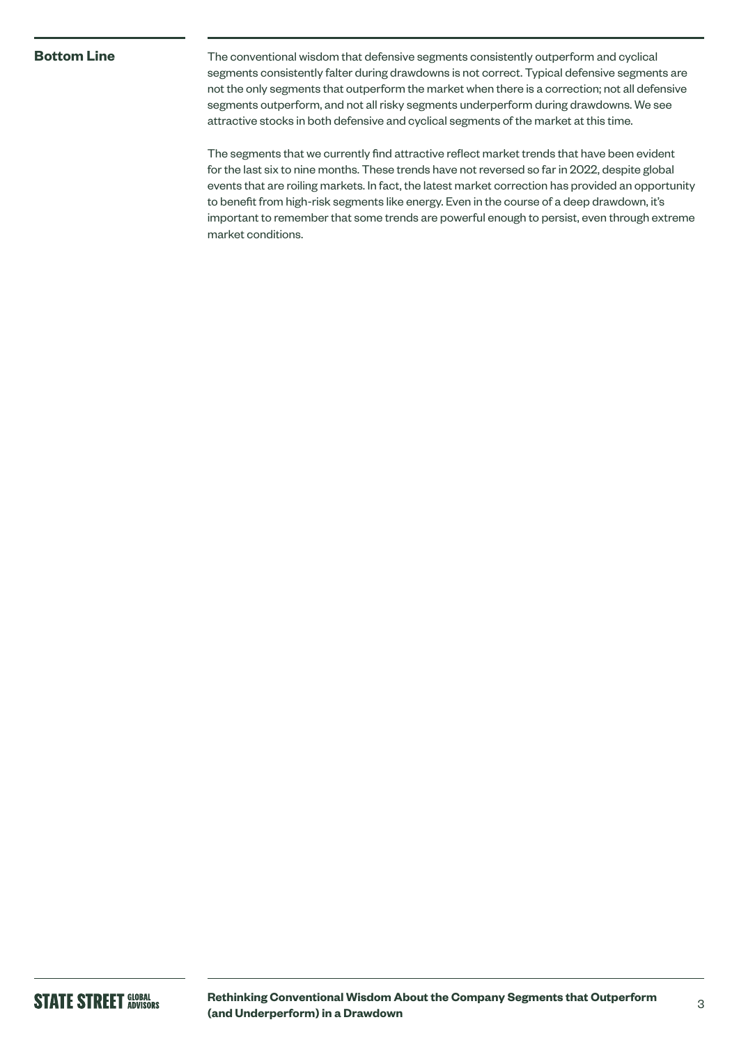## Bottom Line

The conventional wisdom that defensive segments consistently outperform and cyclical segments consistently falter during drawdowns is not correct. Typical defensive segments are not the only segments that outperform the market when there is a correction; not all defensive segments outperform, and not all risky segments underperform during drawdowns. We see attractive stocks in both defensive and cyclical segments of the market at this time.

The segments that we currently find attractive reflect market trends that have been evident for the last six to nine months. These trends have not reversed so far in 2022, despite global events that are roiling markets. In fact, the latest market correction has provided an opportunity to benefit from high-risk segments like energy. Even in the course of a deep drawdown, it's important to remember that some trends are powerful enough to persist, even through extreme market conditions.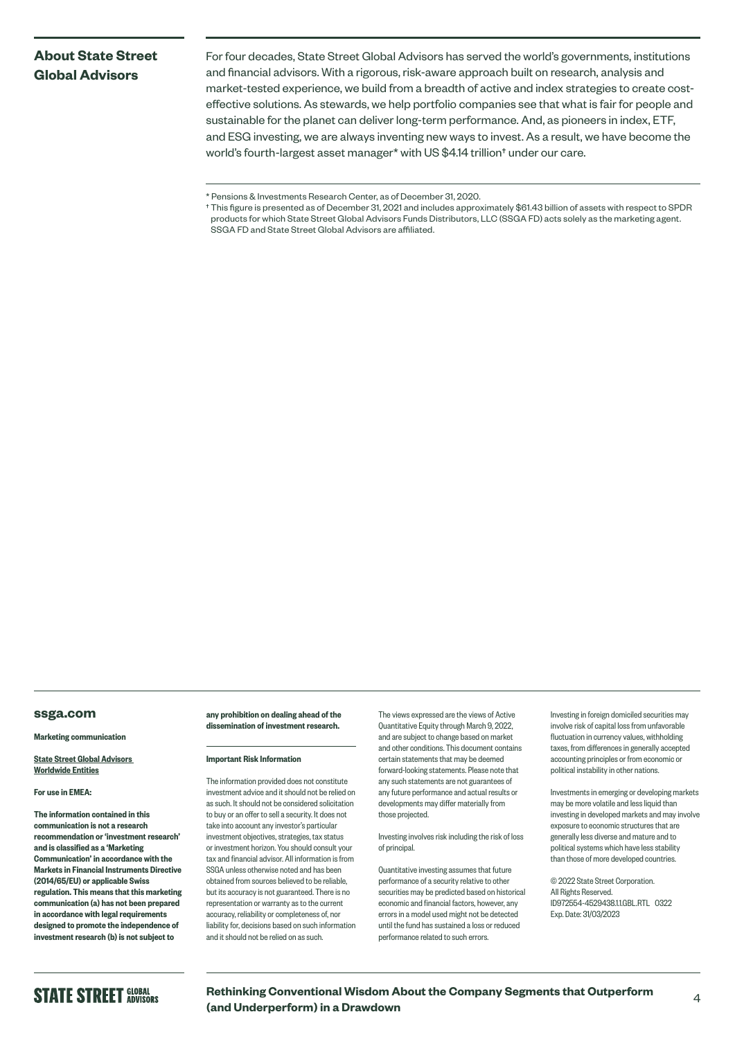## About State Street Global Advisors

For four decades, State Street Global Advisors has served the world's governments, institutions and financial advisors. With a rigorous, risk-aware approach built on research, analysis and market-tested experience, we build from a breadth of active and index strategies to create cost-effective solutions. As stewards, we help portfolio companies see that what is fair for people and sustainable for the planet can deliver long-term performance. And, as pioneers in index, ETF, and ESG investing, we are always inventing new ways to invest. As a result, we have become the world's fourth-largest asset manager* with US $4.14 trillion† under our care.

\* Pensions & Investments Research Center, as of December 31, 2020.

† This figure is presented as of December 31, 2021 and includes approximately $61.43 billion of assets with respect to SPDR products for which State Street Global Advisors Funds Distributors, LLC (SSGA FD) acts solely as the marketing agent. SSGA FD and State Street Global Advisors are affiliated.

**ssga.com**

**Marketing communication**

**State Street Global Advisors Worldwide Entities**

**For use in EMEA:**

**The information contained in this communication is not a research recommendation or 'investment research' and is classified as a 'Marketing Communication' in accordance with the Markets in Financial Instruments Directive (2014/65/EU) or applicable Swiss regulation. This means that this marketing communication (a) has not been prepared in accordance with legal requirements designed to promote the independence of investment research (b) is not subject to any prohibition on dealing ahead of the dissemination of investment research.**

**Important Risk Information**

The information provided does not constitute investment advice and it should not be relied on as such. It should not be considered solicitation to buy or an offer to sell a security. It does not take into account any investor's particular investment objectives, strategies, tax status or investment horizon. You should consult your tax and financial advisor. All information is from SSGA unless otherwise noted and has been obtained from sources believed to be reliable, but its accuracy is not guaranteed. There is no representation or warranty as to the current accuracy, reliability or completeness of, nor liability for, decisions based on such information and it should not be relied on as such.

The views expressed are the views of Active Quantitative Equity through March 9, 2022, and are subject to change based on market and other conditions. This document contains certain statements that may be deemed forward-looking statements. Please note that any such statements are not guarantees of any future performance and actual results or developments may differ materially from those projected.

Investing involves risk including the risk of loss of principal.

Quantitative investing assumes that future performance of a security relative to other securities may be predicted based on historical economic and financial factors, however, any errors in a model used might not be detected until the fund has sustained a loss or reduced performance related to such errors.

Investing in foreign domiciled securities may involve risk of capital loss from unfavorable fluctuation in currency values, withholding taxes, from differences in generally accepted accounting principles or from economic or political instability in other nations.

Investments in emerging or developing markets may be more volatile and less liquid than investing in developed markets and may involve exposure to economic structures that are generally less diverse and mature and to political systems which have less stability than those of more developed countries.

© 2022 State Street Corporation.
All Rights Reserved.
ID972554-4529438.1.1.GBL.RTL 0322
Exp. Date: 31/03/2023